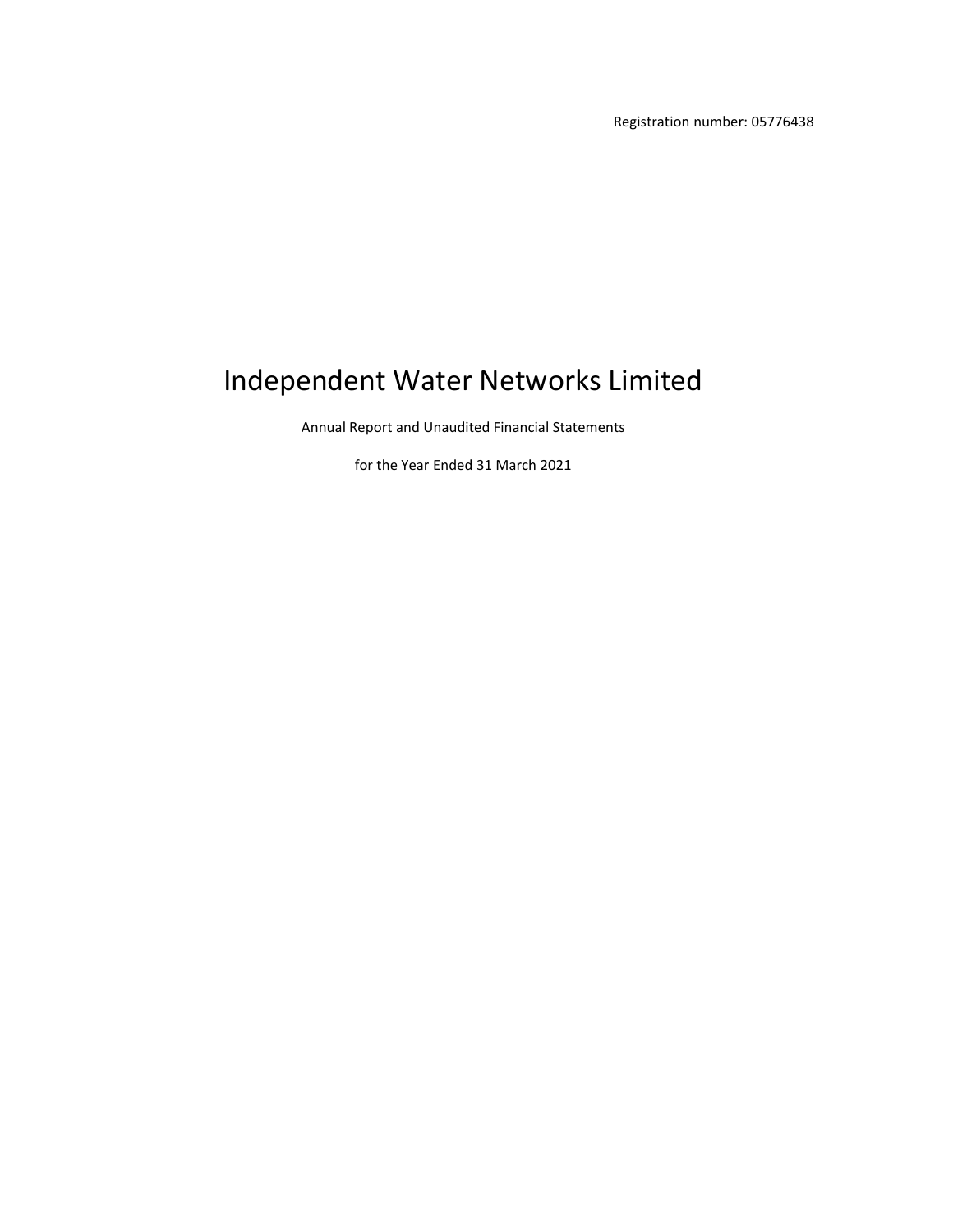Registration number: 05776438

# Independent Water Networks Limited

Annual Report and Unaudited Financial Statements

for the Year Ended 31 March 2021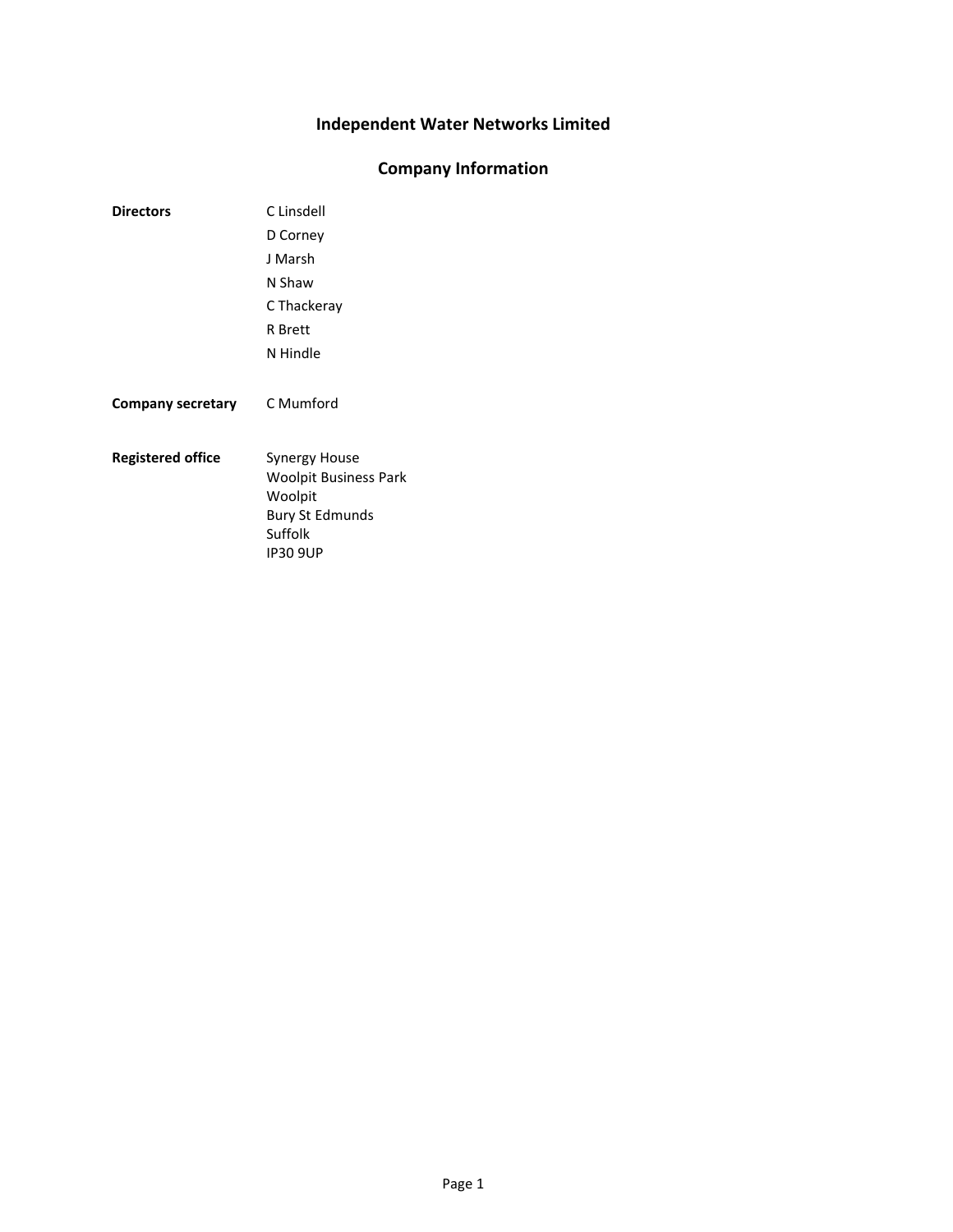# Independent Water Networks Limited

## Company Information

| | |
|---|---|
| **Directors** | C Linsdell |
| | D Corney |
| | J Marsh |
| | N Shaw |
| | C Thackeray |
| | R Brett |
| | N Hindle |
| **Company secretary** | C Mumford |
| **Registered office** | Synergy House<br>Woolpit Business Park<br>Woolpit<br>Bury St Edmunds<br>Suffolk<br>IP30 9UP |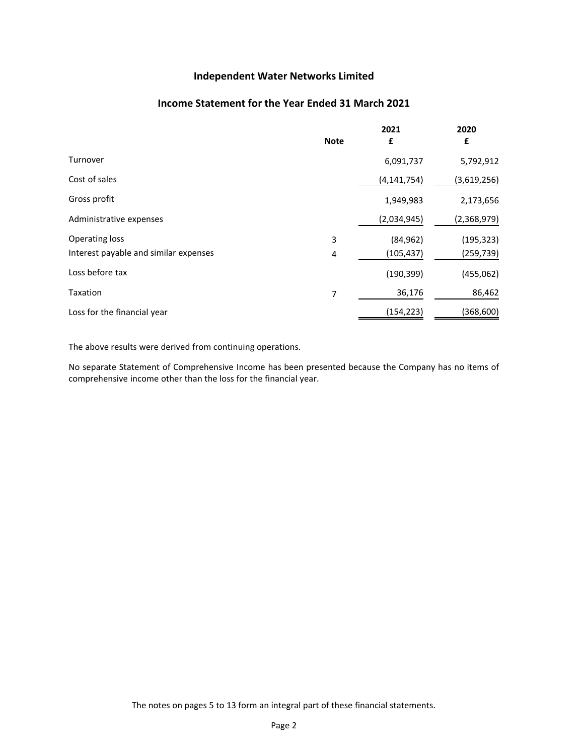# Independent Water Networks Limited

## Income Statement for the Year Ended 31 March 2021

| | Note | 2021 £ | 2020 £ |
|---|---|---|---|
| Turnover | | 6,091,737 | 5,792,912 |
| Cost of sales | | (4,141,754) | (3,619,256) |
| Gross profit | | 1,949,983 | 2,173,656 |
| Administrative expenses | | (2,034,945) | (2,368,979) |
| Operating loss | 3 | (84,962) | (195,323) |
| Interest payable and similar expenses | 4 | (105,437) | (259,739) |
| Loss before tax | | (190,399) | (455,062) |
| Taxation | 7 | 36,176 | 86,462 |
| Loss for the financial year | | (154,223) | (368,600) |

The above results were derived from continuing operations.

No separate Statement of Comprehensive Income has been presented because the Company has no items of comprehensive income other than the loss for the financial year.

The notes on pages 5 to 13 form an integral part of these financial statements.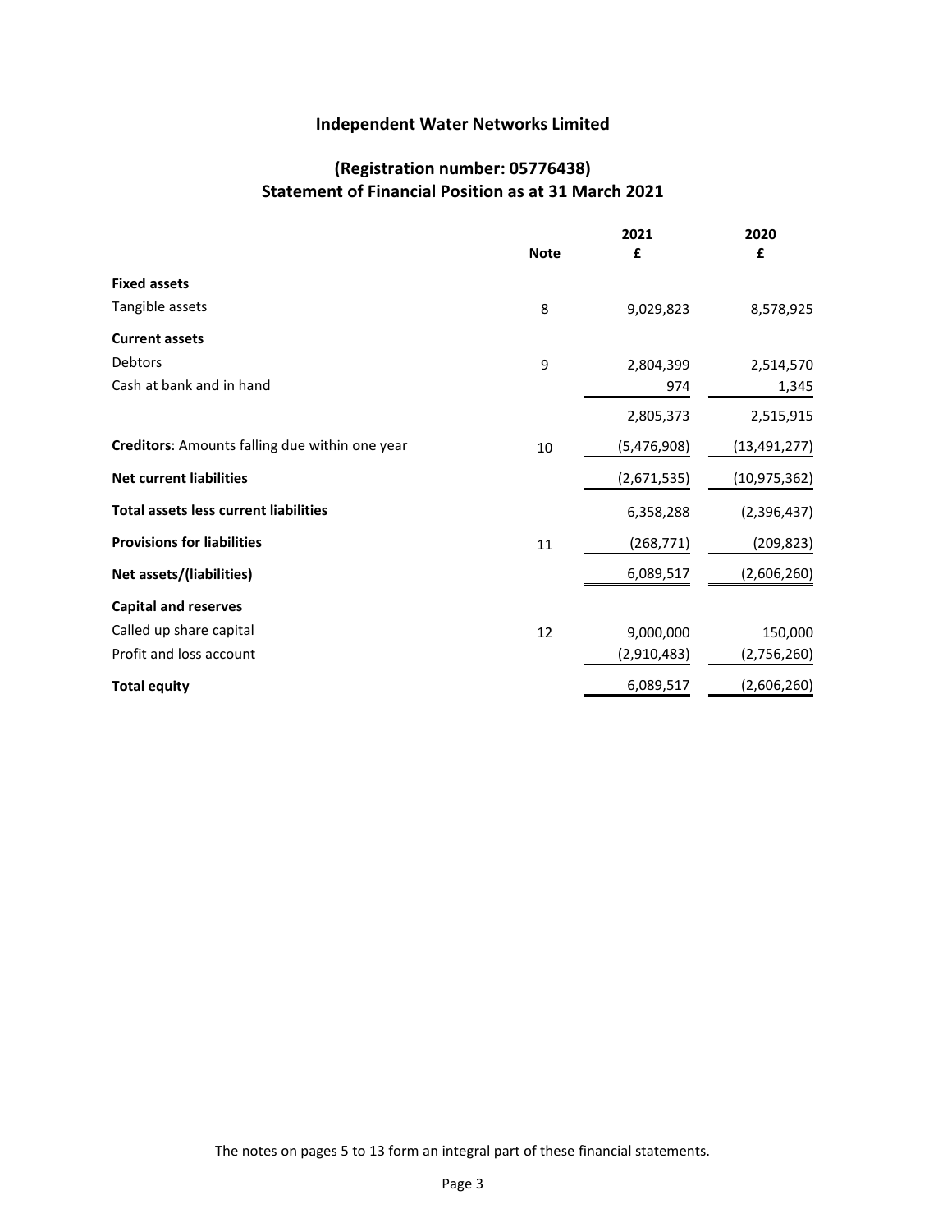# Independent Water Networks Limited

## (Registration number: 05776438)
## Statement of Financial Position as at 31 March 2021

| | Note | 2021 £ | 2020 £ |
|---|---|---|---|
| **Fixed assets** | | | |
| Tangible assets | 8 | 9,029,823 | 8,578,925 |
| **Current assets** | | | |
| Debtors | 9 | 2,804,399 | 2,514,570 |
| Cash at bank and in hand | | 974 | 1,345 |
| | | 2,805,373 | 2,515,915 |
| **Creditors**: Amounts falling due within one year | 10 | (5,476,908) | (13,491,277) |
| **Net current liabilities** | | (2,671,535) | (10,975,362) |
| **Total assets less current liabilities** | | 6,358,288 | (2,396,437) |
| **Provisions for liabilities** | 11 | (268,771) | (209,823) |
| **Net assets/(liabilities)** | | 6,089,517 | (2,606,260) |
| **Capital and reserves** | | | |
| Called up share capital | 12 | 9,000,000 | 150,000 |
| Profit and loss account | | (2,910,483) | (2,756,260) |
| **Total equity** | | 6,089,517 | (2,606,260) |

The notes on pages 5 to 13 form an integral part of these financial statements.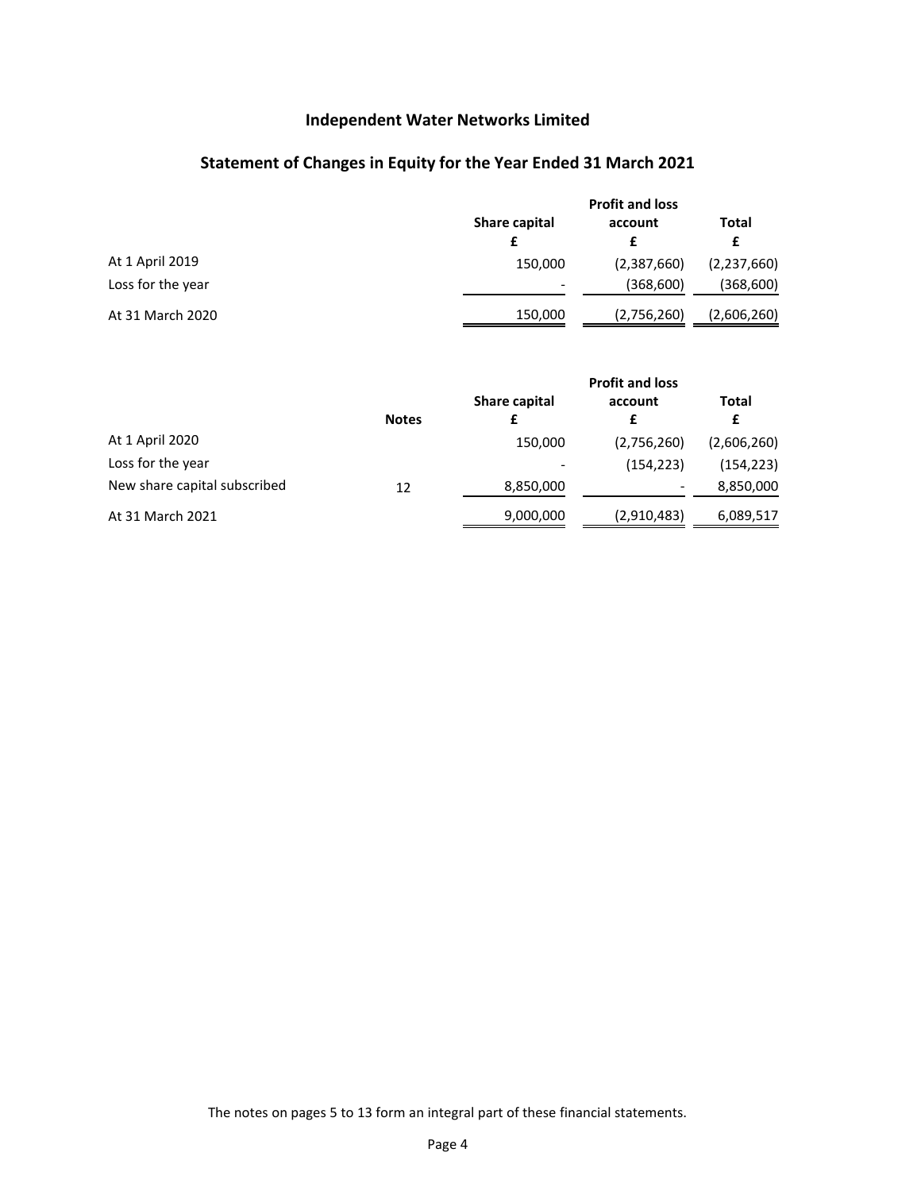# Independent Water Networks Limited

## Statement of Changes in Equity for the Year Ended 31 March 2021

| | Share capital £ | Profit and loss account £ | Total £ |
|---|---|---|---|
| At 1 April 2019 | 150,000 | (2,387,660) | (2,237,660) |
| Loss for the year | - | (368,600) | (368,600) |
| At 31 March 2020 | 150,000 | (2,756,260) | (2,606,260) |

| | Notes | Share capital £ | Profit and loss account £ | Total £ |
|---|---|---|---|---|
| At 1 April 2020 | | 150,000 | (2,756,260) | (2,606,260) |
| Loss for the year | | - | (154,223) | (154,223) |
| New share capital subscribed | 12 | 8,850,000 | - | 8,850,000 |
| At 31 March 2021 | | 9,000,000 | (2,910,483) | 6,089,517 |

The notes on pages 5 to 13 form an integral part of these financial statements.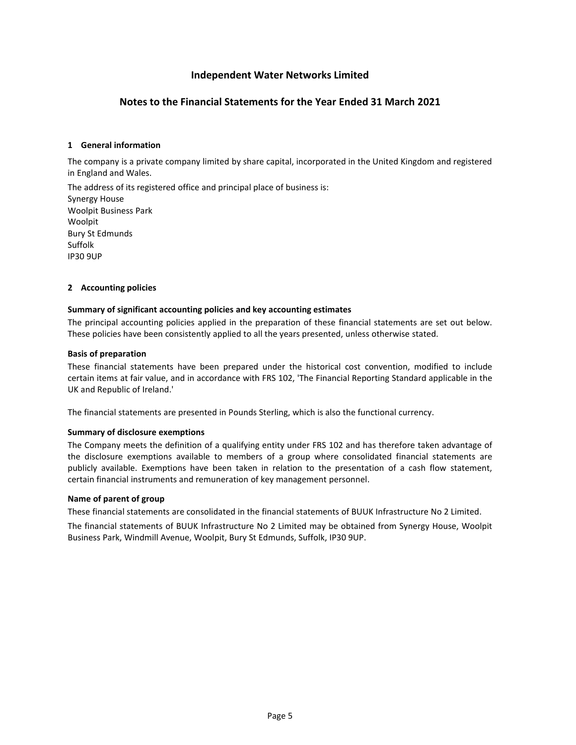# Independent Water Networks Limited

## Notes to the Financial Statements for the Year Ended 31 March 2021

### 1 General information

The company is a private company limited by share capital, incorporated in the United Kingdom and registered in England and Wales.

The address of its registered office and principal place of business is:
Synergy House
Woolpit Business Park
Woolpit
Bury St Edmunds
Suffolk
IP30 9UP

### 2 Accounting policies

**Summary of significant accounting policies and key accounting estimates**

The principal accounting policies applied in the preparation of these financial statements are set out below. These policies have been consistently applied to all the years presented, unless otherwise stated.

**Basis of preparation**

These financial statements have been prepared under the historical cost convention, modified to include certain items at fair value, and in accordance with FRS 102, 'The Financial Reporting Standard applicable in the UK and Republic of Ireland.'

The financial statements are presented in Pounds Sterling, which is also the functional currency.

**Summary of disclosure exemptions**

The Company meets the definition of a qualifying entity under FRS 102 and has therefore taken advantage of the disclosure exemptions available to members of a group where consolidated financial statements are publicly available. Exemptions have been taken in relation to the presentation of a cash flow statement, certain financial instruments and remuneration of key management personnel.

**Name of parent of group**

These financial statements are consolidated in the financial statements of BUUK Infrastructure No 2 Limited.

The financial statements of BUUK Infrastructure No 2 Limited may be obtained from Synergy House, Woolpit Business Park, Windmill Avenue, Woolpit, Bury St Edmunds, Suffolk, IP30 9UP.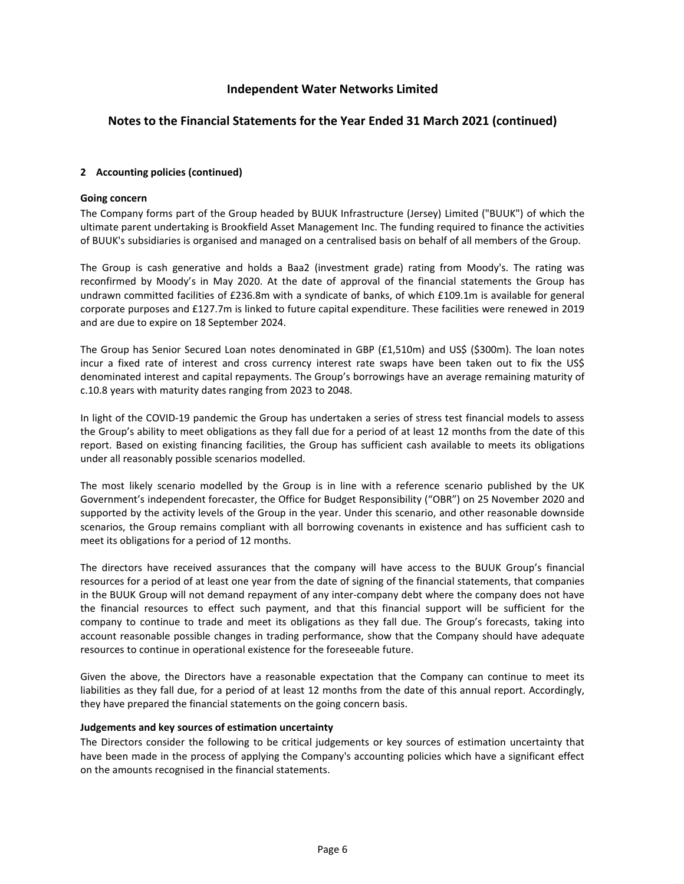## 2 Accounting policies (continued)

### Going concern

The Company forms part of the Group headed by BUUK Infrastructure (Jersey) Limited ("BUUK") of which the ultimate parent undertaking is Brookfield Asset Management Inc. The funding required to finance the activities of BUUK's subsidiaries is organised and managed on a centralised basis on behalf of all members of the Group.

The Group is cash generative and holds a Baa2 (investment grade) rating from Moody's. The rating was reconfirmed by Moody's in May 2020. At the date of approval of the financial statements the Group has undrawn committed facilities of £236.8m with a syndicate of banks, of which £109.1m is available for general corporate purposes and £127.7m is linked to future capital expenditure. These facilities were renewed in 2019 and are due to expire on 18 September 2024.

The Group has Senior Secured Loan notes denominated in GBP (£1,510m) and US$ ($300m). The loan notes incur a fixed rate of interest and cross currency interest rate swaps have been taken out to fix the US$ denominated interest and capital repayments. The Group's borrowings have an average remaining maturity of c.10.8 years with maturity dates ranging from 2023 to 2048.

In light of the COVID-19 pandemic the Group has undertaken a series of stress test financial models to assess the Group's ability to meet obligations as they fall due for a period of at least 12 months from the date of this report. Based on existing financing facilities, the Group has sufficient cash available to meets its obligations under all reasonably possible scenarios modelled.

The most likely scenario modelled by the Group is in line with a reference scenario published by the UK Government's independent forecaster, the Office for Budget Responsibility ("OBR") on 25 November 2020 and supported by the activity levels of the Group in the year. Under this scenario, and other reasonable downside scenarios, the Group remains compliant with all borrowing covenants in existence and has sufficient cash to meet its obligations for a period of 12 months.

The directors have received assurances that the company will have access to the BUUK Group's financial resources for a period of at least one year from the date of signing of the financial statements, that companies in the BUUK Group will not demand repayment of any inter-company debt where the company does not have the financial resources to effect such payment, and that this financial support will be sufficient for the company to continue to trade and meet its obligations as they fall due. The Group's forecasts, taking into account reasonable possible changes in trading performance, show that the Company should have adequate resources to continue in operational existence for the foreseeable future.

Given the above, the Directors have a reasonable expectation that the Company can continue to meet its liabilities as they fall due, for a period of at least 12 months from the date of this annual report. Accordingly, they have prepared the financial statements on the going concern basis.

### Judgements and key sources of estimation uncertainty

The Directors consider the following to be critical judgements or key sources of estimation uncertainty that have been made in the process of applying the Company's accounting policies which have a significant effect on the amounts recognised in the financial statements.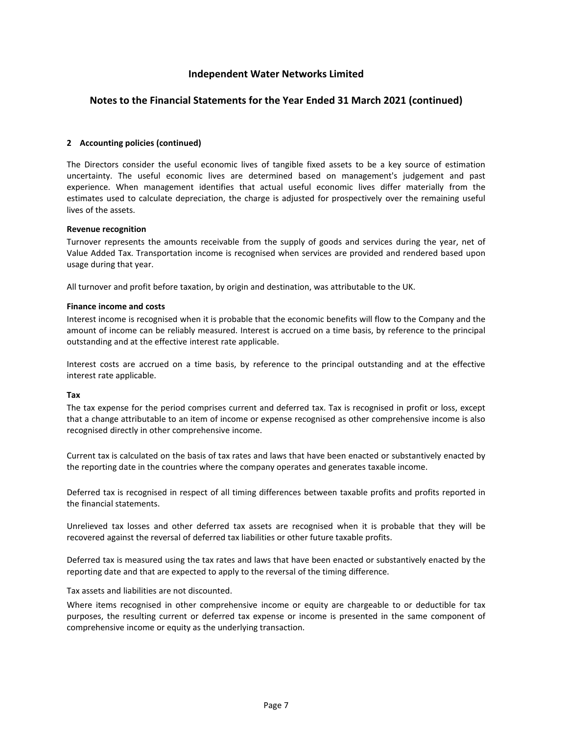## 2 Accounting policies (continued)

The Directors consider the useful economic lives of tangible fixed assets to be a key source of estimation uncertainty. The useful economic lives are determined based on management's judgement and past experience. When management identifies that actual useful economic lives differ materially from the estimates used to calculate depreciation, the charge is adjusted for prospectively over the remaining useful lives of the assets.

**Revenue recognition**

Turnover represents the amounts receivable from the supply of goods and services during the year, net of Value Added Tax. Transportation income is recognised when services are provided and rendered based upon usage during that year.

All turnover and profit before taxation, by origin and destination, was attributable to the UK.

**Finance income and costs**

Interest income is recognised when it is probable that the economic benefits will flow to the Company and the amount of income can be reliably measured. Interest is accrued on a time basis, by reference to the principal outstanding and at the effective interest rate applicable.

Interest costs are accrued on a time basis, by reference to the principal outstanding and at the effective interest rate applicable.

**Tax**

The tax expense for the period comprises current and deferred tax. Tax is recognised in profit or loss, except that a change attributable to an item of income or expense recognised as other comprehensive income is also recognised directly in other comprehensive income.

Current tax is calculated on the basis of tax rates and laws that have been enacted or substantively enacted by the reporting date in the countries where the company operates and generates taxable income.

Deferred tax is recognised in respect of all timing differences between taxable profits and profits reported in the financial statements.

Unrelieved tax losses and other deferred tax assets are recognised when it is probable that they will be recovered against the reversal of deferred tax liabilities or other future taxable profits.

Deferred tax is measured using the tax rates and laws that have been enacted or substantively enacted by the reporting date and that are expected to apply to the reversal of the timing difference.

Tax assets and liabilities are not discounted.

Where items recognised in other comprehensive income or equity are chargeable to or deductible for tax purposes, the resulting current or deferred tax expense or income is presented in the same component of comprehensive income or equity as the underlying transaction.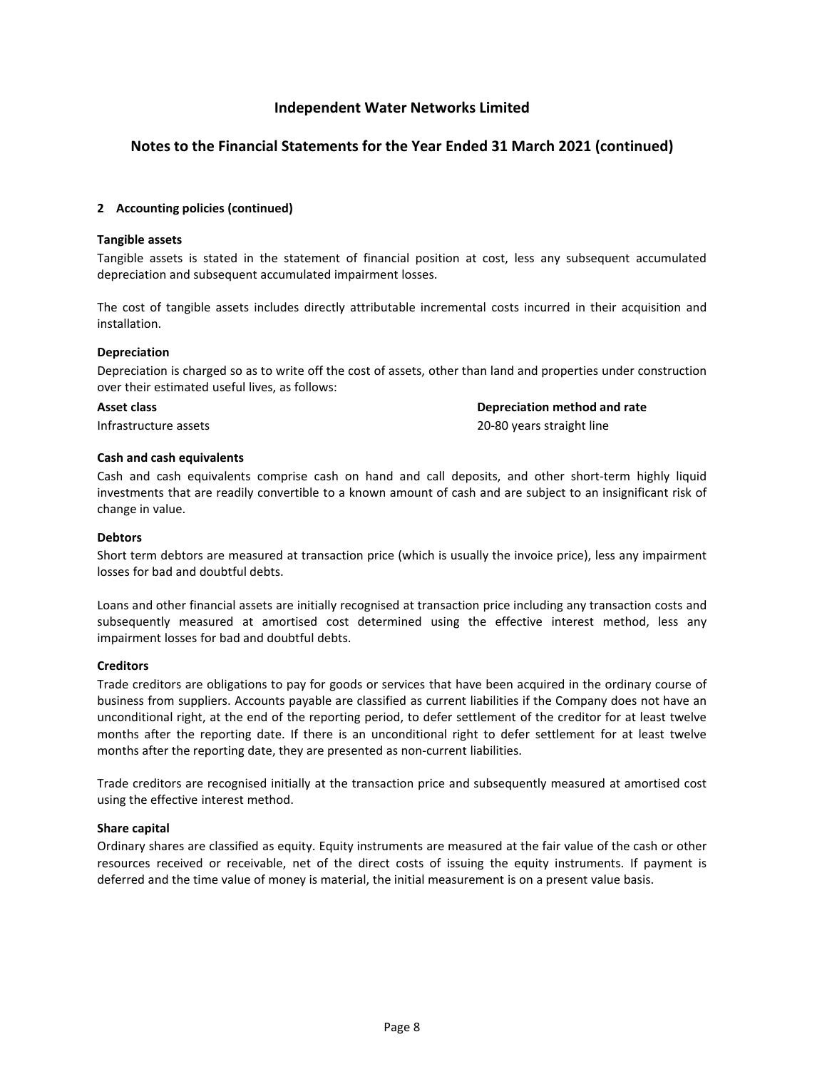### 2 Accounting policies (continued)

**Tangible assets**

Tangible assets is stated in the statement of financial position at cost, less any subsequent accumulated depreciation and subsequent accumulated impairment losses.

The cost of tangible assets includes directly attributable incremental costs incurred in their acquisition and installation.

**Depreciation**

Depreciation is charged so as to write off the cost of assets, other than land and properties under construction over their estimated useful lives, as follows:

| Asset class | Depreciation method and rate |
| --- | --- |
| Infrastructure assets | 20-80 years straight line |

**Cash and cash equivalents**

Cash and cash equivalents comprise cash on hand and call deposits, and other short-term highly liquid investments that are readily convertible to a known amount of cash and are subject to an insignificant risk of change in value.

**Debtors**

Short term debtors are measured at transaction price (which is usually the invoice price), less any impairment losses for bad and doubtful debts.

Loans and other financial assets are initially recognised at transaction price including any transaction costs and subsequently measured at amortised cost determined using the effective interest method, less any impairment losses for bad and doubtful debts.

**Creditors**

Trade creditors are obligations to pay for goods or services that have been acquired in the ordinary course of business from suppliers. Accounts payable are classified as current liabilities if the Company does not have an unconditional right, at the end of the reporting period, to defer settlement of the creditor for at least twelve months after the reporting date. If there is an unconditional right to defer settlement for at least twelve months after the reporting date, they are presented as non-current liabilities.

Trade creditors are recognised initially at the transaction price and subsequently measured at amortised cost using the effective interest method.

**Share capital**

Ordinary shares are classified as equity. Equity instruments are measured at the fair value of the cash or other resources received or receivable, net of the direct costs of issuing the equity instruments. If payment is deferred and the time value of money is material, the initial measurement is on a present value basis.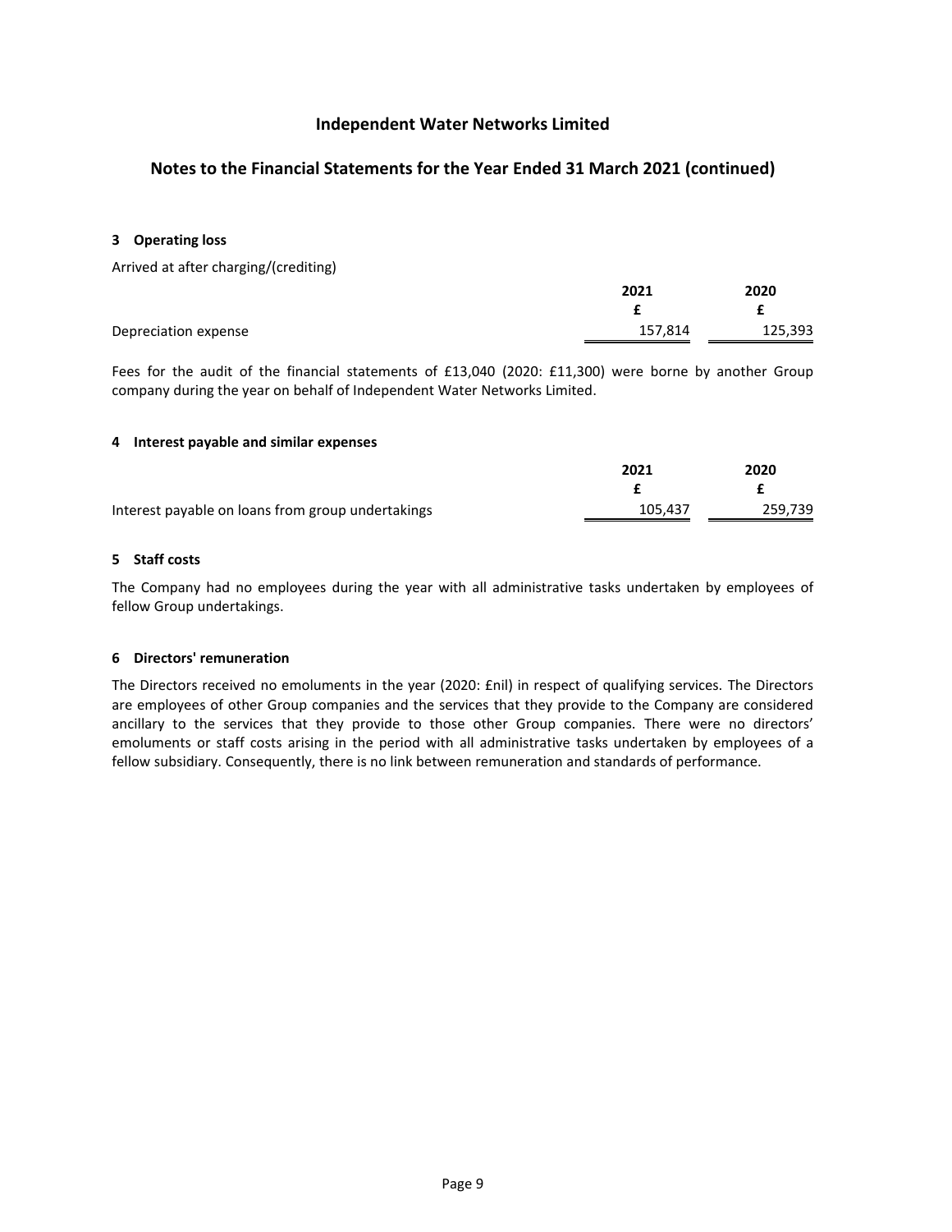# Independent Water Networks Limited

## Notes to the Financial Statements for the Year Ended 31 March 2021 (continued)

### 3 Operating loss

Arrived at after charging/(crediting)

| | 2021 | 2020 |
|---|---|---|
| | £ | £ |
| Depreciation expense | 157,814 | 125,393 |

Fees for the audit of the financial statements of £13,040 (2020: £11,300) were borne by another Group company during the year on behalf of Independent Water Networks Limited.

### 4 Interest payable and similar expenses

| | 2021 | 2020 |
|---|---|---|
| | £ | £ |
| Interest payable on loans from group undertakings | 105,437 | 259,739 |

### 5 Staff costs

The Company had no employees during the year with all administrative tasks undertaken by employees of fellow Group undertakings.

### 6 Directors' remuneration

The Directors received no emoluments in the year (2020: £nil) in respect of qualifying services. The Directors are employees of other Group companies and the services that they provide to the Company are considered ancillary to the services that they provide to those other Group companies. There were no directors' emoluments or staff costs arising in the period with all administrative tasks undertaken by employees of a fellow subsidiary. Consequently, there is no link between remuneration and standards of performance.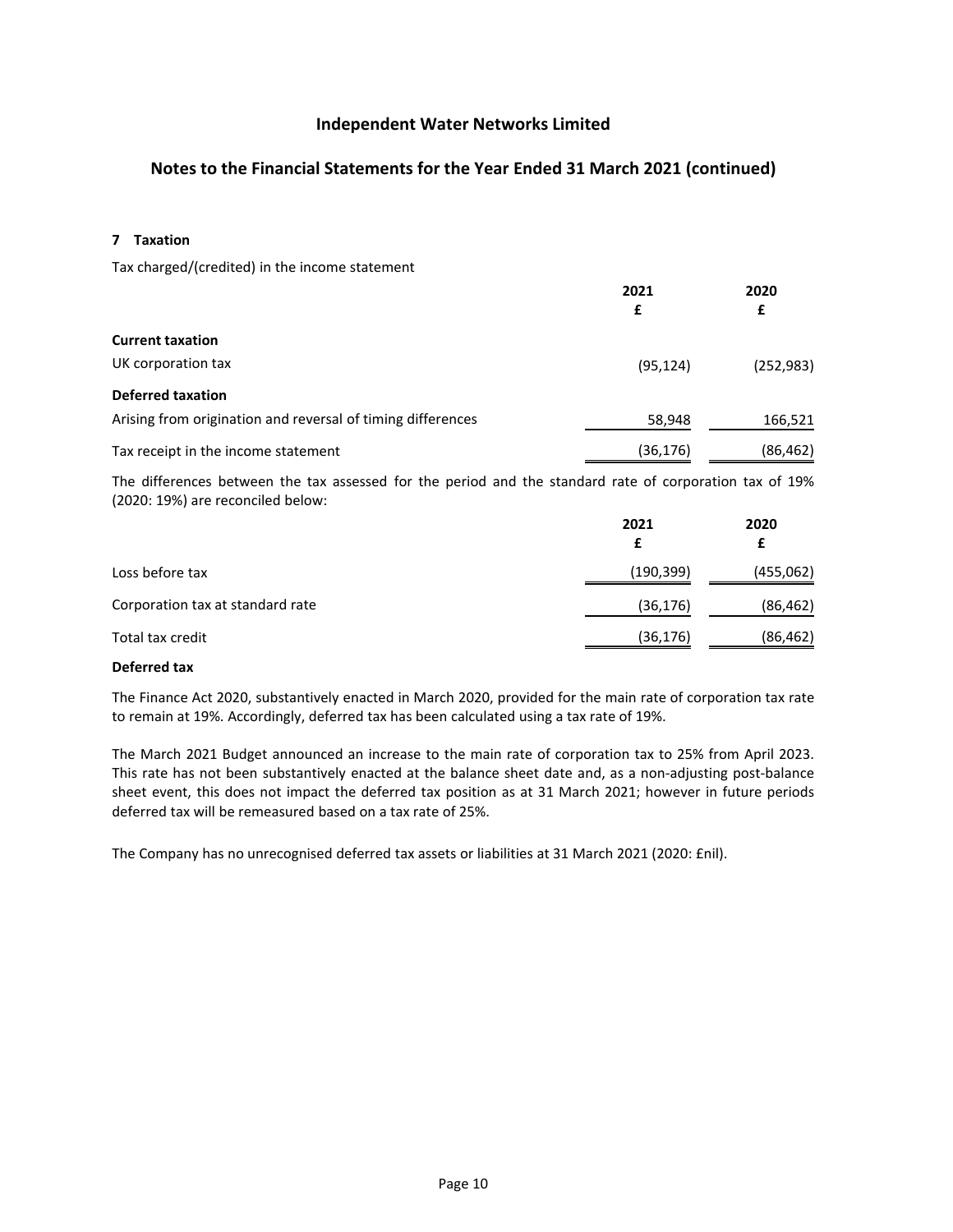## 7 Taxation

Tax charged/(credited) in the income statement

| | 2021<br>£ | 2020<br>£ |
|---|---|---|
| **Current taxation** | | |
| UK corporation tax | (95,124) | (252,983) |
| **Deferred taxation** | | |
| Arising from origination and reversal of timing differences | 58,948 | 166,521 |
| Tax receipt in the income statement | (36,176) | (86,462) |

The differences between the tax assessed for the period and the standard rate of corporation tax of 19% (2020: 19%) are reconciled below:

| | 2021<br>£ | 2020<br>£ |
|---|---|---|
| Loss before tax | (190,399) | (455,062) |
| Corporation tax at standard rate | (36,176) | (86,462) |
| Total tax credit | (36,176) | (86,462) |

**Deferred tax**

The Finance Act 2020, substantively enacted in March 2020, provided for the main rate of corporation tax rate to remain at 19%. Accordingly, deferred tax has been calculated using a tax rate of 19%.

The March 2021 Budget announced an increase to the main rate of corporation tax to 25% from April 2023. This rate has not been substantively enacted at the balance sheet date and, as a non-adjusting post-balance sheet event, this does not impact the deferred tax position as at 31 March 2021; however in future periods deferred tax will be remeasured based on a tax rate of 25%.

The Company has no unrecognised deferred tax assets or liabilities at 31 March 2021 (2020: £nil).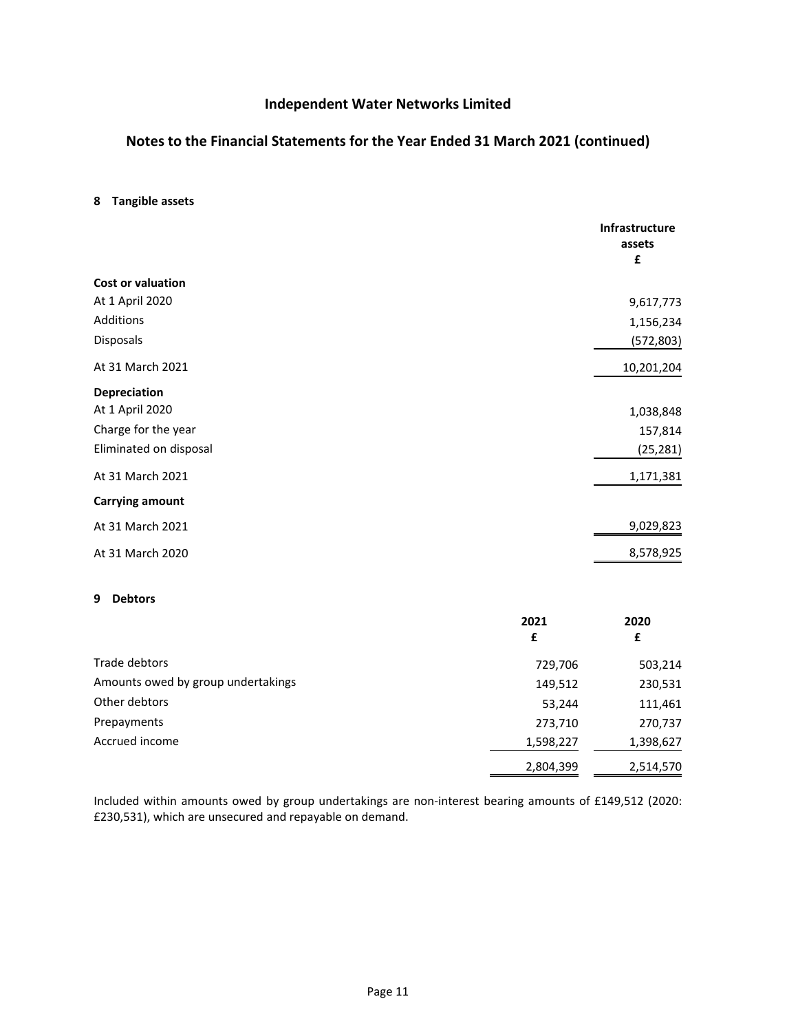# Independent Water Networks Limited

## Notes to the Financial Statements for the Year Ended 31 March 2021 (continued)

### 8 Tangible assets

| | Infrastructure assets £ |
|---|---|
| **Cost or valuation** | |
| At 1 April 2020 | 9,617,773 |
| Additions | 1,156,234 |
| Disposals | (572,803) |
| At 31 March 2021 | 10,201,204 |
| **Depreciation** | |
| At 1 April 2020 | 1,038,848 |
| Charge for the year | 157,814 |
| Eliminated on disposal | (25,281) |
| At 31 March 2021 | 1,171,381 |
| **Carrying amount** | |
| At 31 March 2021 | 9,029,823 |
| At 31 March 2020 | 8,578,925 |

### 9 Debtors

| | 2021 £ | 2020 £ |
|---|---|---|
| Trade debtors | 729,706 | 503,214 |
| Amounts owed by group undertakings | 149,512 | 230,531 |
| Other debtors | 53,244 | 111,461 |
| Prepayments | 273,710 | 270,737 |
| Accrued income | 1,598,227 | 1,398,627 |
| | 2,804,399 | 2,514,570 |

Included within amounts owed by group undertakings are non-interest bearing amounts of £149,512 (2020: £230,531), which are unsecured and repayable on demand.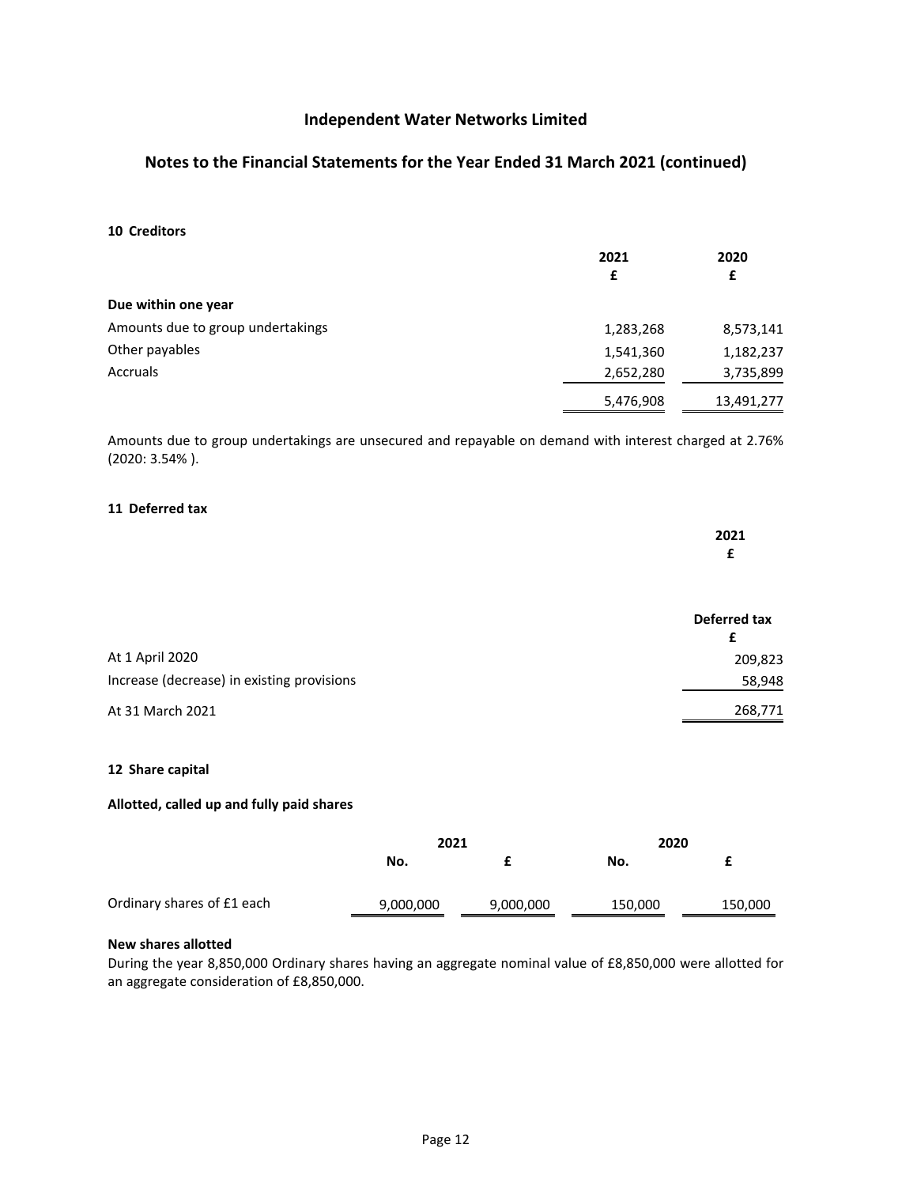# Independent Water Networks Limited

## Notes to the Financial Statements for the Year Ended 31 March 2021 (continued)

### 10 Creditors

| | 2021 £ | 2020 £ |
|---|---|---|
| **Due within one year** | | |
| Amounts due to group undertakings | 1,283,268 | 8,573,141 |
| Other payables | 1,541,360 | 1,182,237 |
| Accruals | 2,652,280 | 3,735,899 |
| | 5,476,908 | 13,491,277 |

Amounts due to group undertakings are unsecured and repayable on demand with interest charged at 2.76% (2020: 3.54% ).

### 11 Deferred tax

| | 2021 £ |
|---|---|

| | Deferred tax £ |
|---|---|
| At 1 April 2020 | 209,823 |
| Increase (decrease) in existing provisions | 58,948 |
| At 31 March 2021 | 268,771 |

### 12 Share capital

**Allotted, called up and fully paid shares**

| | 2021 | | 2020 | |
|---|---|---|---|---|
| | No. | £ | No. | £ |
| Ordinary shares of £1 each | 9,000,000 | 9,000,000 | 150,000 | 150,000 |

**New shares allotted**

During the year 8,850,000 Ordinary shares having an aggregate nominal value of £8,850,000 were allotted for an aggregate consideration of £8,850,000.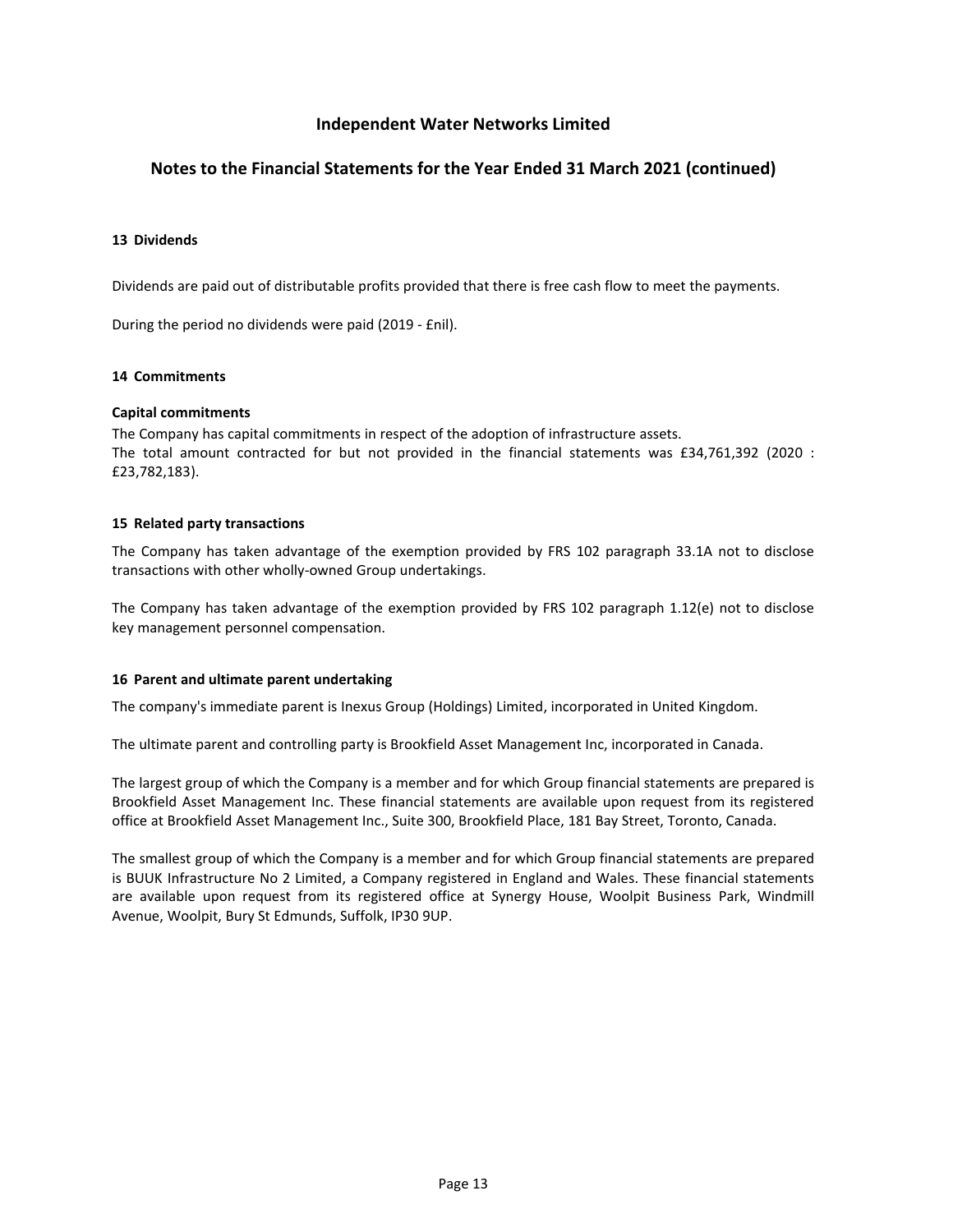# Independent Water Networks Limited

## Notes to the Financial Statements for the Year Ended 31 March 2021 (continued)

### 13 Dividends

Dividends are paid out of distributable profits provided that there is free cash flow to meet the payments.

During the period no dividends were paid (2019 - £nil).

### 14 Commitments

**Capital commitments**

The Company has capital commitments in respect of the adoption of infrastructure assets.
The total amount contracted for but not provided in the financial statements was £34,761,392 (2020 : £23,782,183).

### 15 Related party transactions

The Company has taken advantage of the exemption provided by FRS 102 paragraph 33.1A not to disclose transactions with other wholly-owned Group undertakings.

The Company has taken advantage of the exemption provided by FRS 102 paragraph 1.12(e) not to disclose key management personnel compensation.

### 16 Parent and ultimate parent undertaking

The company's immediate parent is Inexus Group (Holdings) Limited, incorporated in United Kingdom.

The ultimate parent and controlling party is Brookfield Asset Management Inc, incorporated in Canada.

The largest group of which the Company is a member and for which Group financial statements are prepared is Brookfield Asset Management Inc. These financial statements are available upon request from its registered office at Brookfield Asset Management Inc., Suite 300, Brookfield Place, 181 Bay Street, Toronto, Canada.

The smallest group of which the Company is a member and for which Group financial statements are prepared is BUUK Infrastructure No 2 Limited, a Company registered in England and Wales. These financial statements are available upon request from its registered office at Synergy House, Woolpit Business Park, Windmill Avenue, Woolpit, Bury St Edmunds, Suffolk, IP30 9UP.